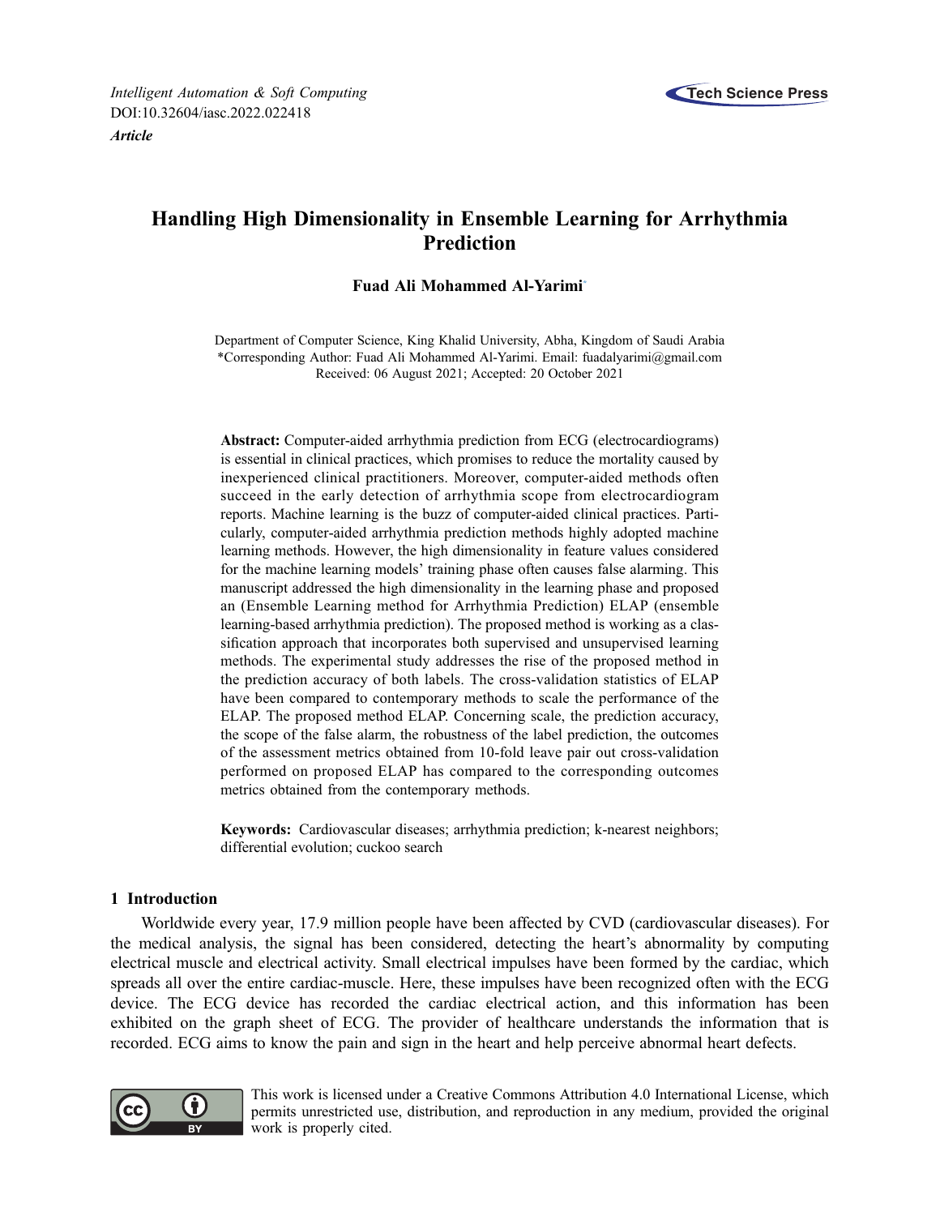*Intelligent Automation & Soft Computing*
DOI:10.32604/iasc.2022.022418
***Article***

# Handling High Dimensionality in Ensemble Learning for Arrhythmia Prediction

**Fuad Ali Mohammed Al-Yarimi***

Department of Computer Science, King Khalid University, Abha, Kingdom of Saudi Arabia
*Corresponding Author: Fuad Ali Mohammed Al-Yarimi. Email: fuadalyarimi@gmail.com
Received: 06 August 2021; Accepted: 20 October 2021

**Abstract:** Computer-aided arrhythmia prediction from ECG (electrocardiograms) is essential in clinical practices, which promises to reduce the mortality caused by inexperienced clinical practitioners. Moreover, computer-aided methods often succeed in the early detection of arrhythmia scope from electrocardiogram reports. Machine learning is the buzz of computer-aided clinical practices. Particularly, computer-aided arrhythmia prediction methods highly adopted machine learning methods. However, the high dimensionality in feature values considered for the machine learning models' training phase often causes false alarming. This manuscript addressed the high dimensionality in the learning phase and proposed an (Ensemble Learning method for Arrhythmia Prediction) ELAP (ensemble learning-based arrhythmia prediction). The proposed method is working as a classification approach that incorporates both supervised and unsupervised learning methods. The experimental study addresses the rise of the proposed method in the prediction accuracy of both labels. The cross-validation statistics of ELAP have been compared to contemporary methods to scale the performance of the ELAP. The proposed method ELAP. Concerning scale, the prediction accuracy, the scope of the false alarm, the robustness of the label prediction, the outcomes of the assessment metrics obtained from 10-fold leave pair out cross-validation performed on proposed ELAP has compared to the corresponding outcomes metrics obtained from the contemporary methods.

**Keywords:** Cardiovascular diseases; arrhythmia prediction; k-nearest neighbors; differential evolution; cuckoo search

## 1 Introduction

Worldwide every year, 17.9 million people have been affected by CVD (cardiovascular diseases). For the medical analysis, the signal has been considered, detecting the heart's abnormality by computing electrical muscle and electrical activity. Small electrical impulses have been formed by the cardiac, which spreads all over the entire cardiac-muscle. Here, these impulses have been recognized often with the ECG device. The ECG device has recorded the cardiac electrical action, and this information has been exhibited on the graph sheet of ECG. The provider of healthcare understands the information that is recorded. ECG aims to know the pain and sign in the heart and help perceive abnormal heart defects.

This work is licensed under a Creative Commons Attribution 4.0 International License, which permits unrestricted use, distribution, and reproduction in any medium, provided the original work is properly cited.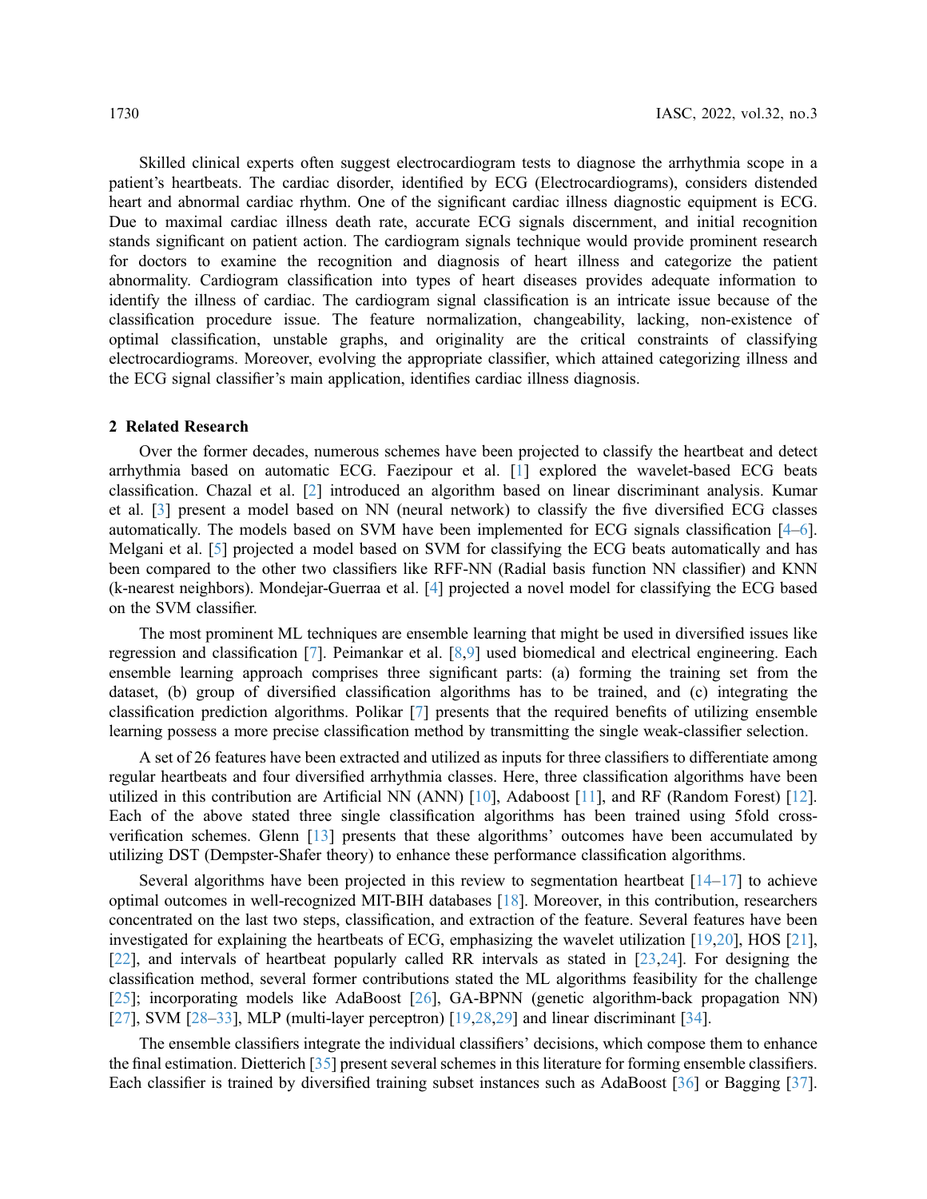Skilled clinical experts often suggest electrocardiogram tests to diagnose the arrhythmia scope in a patient's heartbeats. The cardiac disorder, identified by ECG (Electrocardiograms), considers distended heart and abnormal cardiac rhythm. One of the significant cardiac illness diagnostic equipment is ECG. Due to maximal cardiac illness death rate, accurate ECG signals discernment, and initial recognition stands significant on patient action. The cardiogram signals technique would provide prominent research for doctors to examine the recognition and diagnosis of heart illness and categorize the patient abnormality. Cardiogram classification into types of heart diseases provides adequate information to identify the illness of cardiac. The cardiogram signal classification is an intricate issue because of the classification procedure issue. The feature normalization, changeability, lacking, non-existence of optimal classification, unstable graphs, and originality are the critical constraints of classifying electrocardiograms. Moreover, evolving the appropriate classifier, which attained categorizing illness and the ECG signal classifier's main application, identifies cardiac illness diagnosis.

## 2 Related Research

Over the former decades, numerous schemes have been projected to classify the heartbeat and detect arrhythmia based on automatic ECG. Faezipour et al. [1] explored the wavelet-based ECG beats classification. Chazal et al. [2] introduced an algorithm based on linear discriminant analysis. Kumar et al. [3] present a model based on NN (neural network) to classify the five diversified ECG classes automatically. The models based on SVM have been implemented for ECG signals classification [4–6]. Melgani et al. [5] projected a model based on SVM for classifying the ECG beats automatically and has been compared to the other two classifiers like RFF-NN (Radial basis function NN classifier) and KNN (k-nearest neighbors). Mondejar-Guerraa et al. [4] projected a novel model for classifying the ECG based on the SVM classifier.

The most prominent ML techniques are ensemble learning that might be used in diversified issues like regression and classification [7]. Peimankar et al. [8,9] used biomedical and electrical engineering. Each ensemble learning approach comprises three significant parts: (a) forming the training set from the dataset, (b) group of diversified classification algorithms has to be trained, and (c) integrating the classification prediction algorithms. Polikar [7] presents that the required benefits of utilizing ensemble learning possess a more precise classification method by transmitting the single weak-classifier selection.

A set of 26 features have been extracted and utilized as inputs for three classifiers to differentiate among regular heartbeats and four diversified arrhythmia classes. Here, three classification algorithms have been utilized in this contribution are Artificial NN (ANN) [10], Adaboost [11], and RF (Random Forest) [12]. Each of the above stated three single classification algorithms has been trained using 5fold cross-verification schemes. Glenn [13] presents that these algorithms' outcomes have been accumulated by utilizing DST (Dempster-Shafer theory) to enhance these performance classification algorithms.

Several algorithms have been projected in this review to segmentation heartbeat [14–17] to achieve optimal outcomes in well-recognized MIT-BIH databases [18]. Moreover, in this contribution, researchers concentrated on the last two steps, classification, and extraction of the feature. Several features have been investigated for explaining the heartbeats of ECG, emphasizing the wavelet utilization [19,20], HOS [21], [22], and intervals of heartbeat popularly called RR intervals as stated in [23,24]. For designing the classification method, several former contributions stated the ML algorithms feasibility for the challenge [25]; incorporating models like AdaBoost [26], GA-BPNN (genetic algorithm-back propagation NN) [27], SVM [28–33], MLP (multi-layer perceptron) [19,28,29] and linear discriminant [34].

The ensemble classifiers integrate the individual classifiers' decisions, which compose them to enhance the final estimation. Dietterich [35] present several schemes in this literature for forming ensemble classifiers. Each classifier is trained by diversified training subset instances such as AdaBoost [36] or Bagging [37].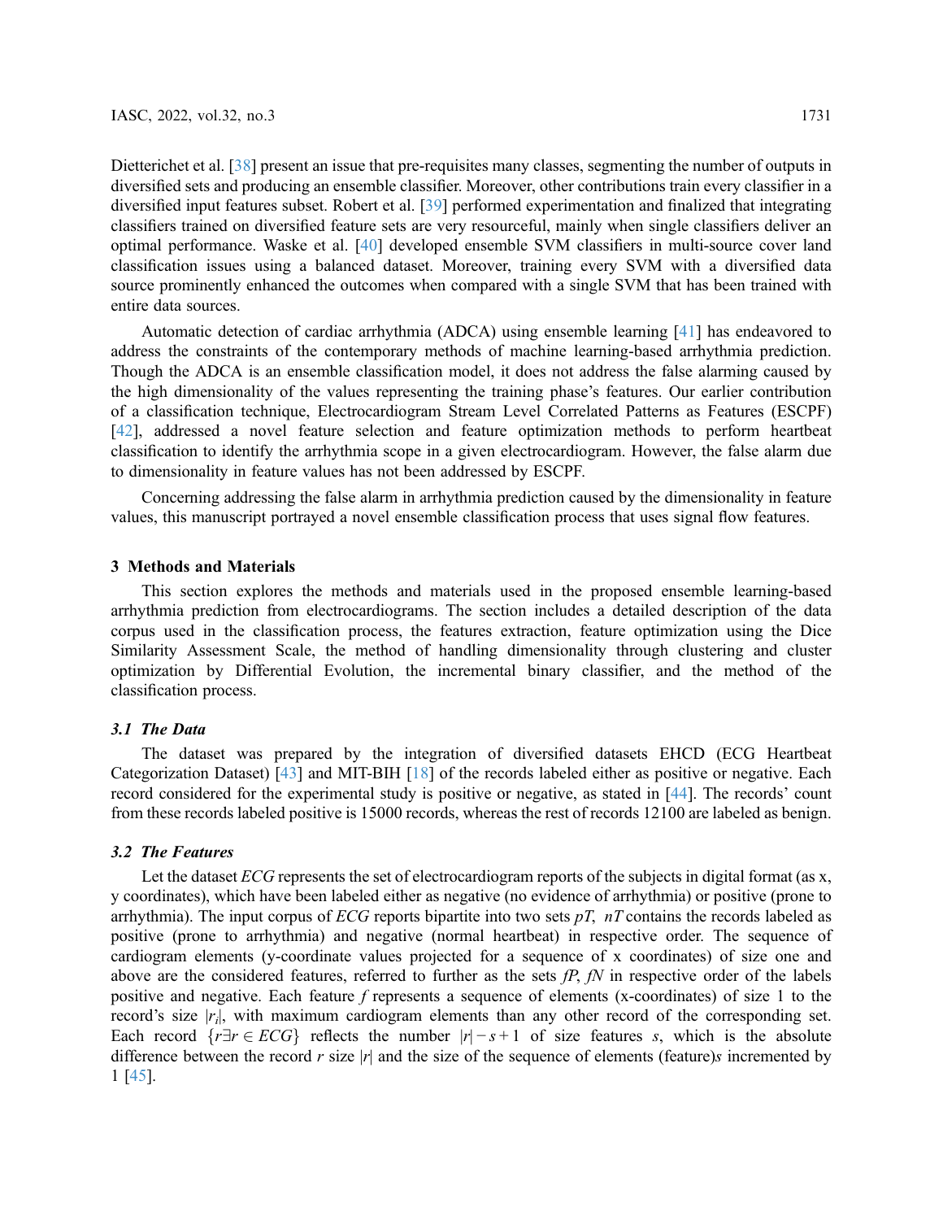Dietterichet et al. [38] present an issue that pre-requisites many classes, segmenting the number of outputs in diversified sets and producing an ensemble classifier. Moreover, other contributions train every classifier in a diversified input features subset. Robert et al. [39] performed experimentation and finalized that integrating classifiers trained on diversified feature sets are very resourceful, mainly when single classifiers deliver an optimal performance. Waske et al. [40] developed ensemble SVM classifiers in multi-source cover land classification issues using a balanced dataset. Moreover, training every SVM with a diversified data source prominently enhanced the outcomes when compared with a single SVM that has been trained with entire data sources.

Automatic detection of cardiac arrhythmia (ADCA) using ensemble learning [41] has endeavored to address the constraints of the contemporary methods of machine learning-based arrhythmia prediction. Though the ADCA is an ensemble classification model, it does not address the false alarming caused by the high dimensionality of the values representing the training phase's features. Our earlier contribution of a classification technique, Electrocardiogram Stream Level Correlated Patterns as Features (ESCPF) [42], addressed a novel feature selection and feature optimization methods to perform heartbeat classification to identify the arrhythmia scope in a given electrocardiogram. However, the false alarm due to dimensionality in feature values has not been addressed by ESCPF.

Concerning addressing the false alarm in arrhythmia prediction caused by the dimensionality in feature values, this manuscript portrayed a novel ensemble classification process that uses signal flow features.

## 3 Methods and Materials

This section explores the methods and materials used in the proposed ensemble learning-based arrhythmia prediction from electrocardiograms. The section includes a detailed description of the data corpus used in the classification process, the features extraction, feature optimization using the Dice Similarity Assessment Scale, the method of handling dimensionality through clustering and cluster optimization by Differential Evolution, the incremental binary classifier, and the method of the classification process.

### 3.1 The Data

The dataset was prepared by the integration of diversified datasets EHCD (ECG Heartbeat Categorization Dataset) [43] and MIT-BIH [18] of the records labeled either as positive or negative. Each record considered for the experimental study is positive or negative, as stated in [44]. The records' count from these records labeled positive is 15000 records, whereas the rest of records 12100 are labeled as benign.

### 3.2 The Features

Let the dataset $ECG$ represents the set of electrocardiogram reports of the subjects in digital format (as x, y coordinates), which have been labeled either as negative (no evidence of arrhythmia) or positive (prone to arrhythmia). The input corpus of $ECG$ reports bipartite into two sets $pT$, $nT$ contains the records labeled as positive (prone to arrhythmia) and negative (normal heartbeat) in respective order. The sequence of cardiogram elements (y-coordinate values projected for a sequence of x coordinates) of size one and above are the considered features, referred to further as the sets $fP$, $fN$ in respective order of the labels positive and negative. Each feature $f$ represents a sequence of elements (x-coordinates) of size 1 to the record's size $|r_i|$, with maximum cardiogram elements than any other record of the corresponding set. Each record $\{r \exists r \in ECG\}$ reflects the number $|r| - s + 1$ of size features $s$, which is the absolute difference between the record $r$ size $|r|$ and the size of the sequence of elements (feature)$s$ incremented by 1 [45].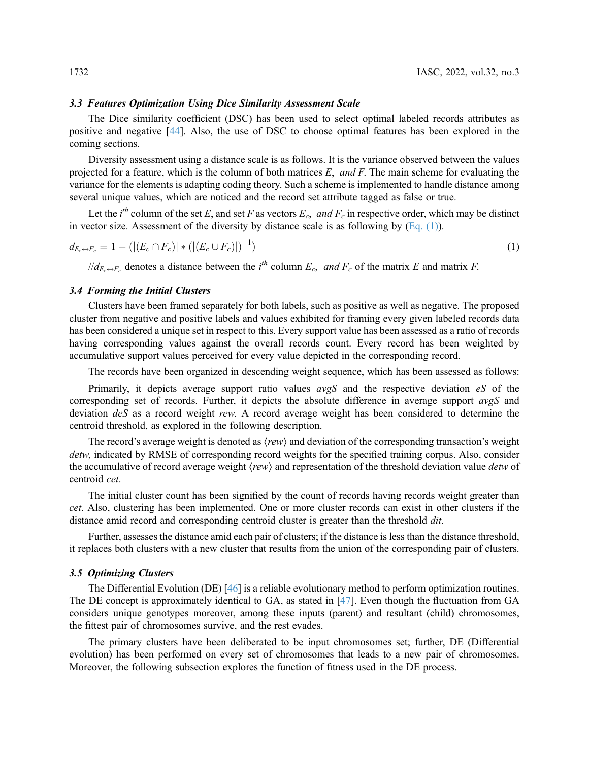### 3.3 Features Optimization Using Dice Similarity Assessment Scale

The Dice similarity coefficient (DSC) has been used to select optimal labeled records attributes as positive and negative [44]. Also, the use of DSC to choose optimal features has been explored in the coming sections.

Diversity assessment using a distance scale is as follows. It is the variance observed between the values projected for a feature, which is the column of both matrices $E$, *and* $F$. The main scheme for evaluating the variance for the elements is adapting coding theory. Such a scheme is implemented to handle distance among several unique values, which are noticed and the record set attribute tagged as false or true.

Let the $i^{th}$ column of the set $E$, and set $F$ as vectors $E_c$, *and* $F_c$ in respective order, which may be distinct in vector size. Assessment of the diversity by distance scale is as following by (Eq. (1)).

$$d_{E_c \leftrightarrow F_c} = 1 - (|(E_c \cap F_c)| * (|(E_c \cup F_c)|)^{-1}) \tag{1}$$

//$d_{E_c \leftrightarrow F_c}$ denotes a distance between the $i^{th}$ column $E_c$, *and* $F_c$ of the matrix $E$ and matrix $F$.

### 3.4 Forming the Initial Clusters

Clusters have been framed separately for both labels, such as positive as well as negative. The proposed cluster from negative and positive labels and values exhibited for framing every given labeled records data has been considered a unique set in respect to this. Every support value has been assessed as a ratio of records having corresponding values against the overall records count. Every record has been weighted by accumulative support values perceived for every value depicted in the corresponding record.

The records have been organized in descending weight sequence, which has been assessed as follows:

Primarily, it depicts average support ratio values *avgS* and the respective deviation *eS* of the corresponding set of records. Further, it depicts the absolute difference in average support *avgS* and deviation *deS* as a record weight *rew*. A record average weight has been considered to determine the centroid threshold, as explored in the following description.

The record's average weight is denoted as $\langle rew \rangle$ and deviation of the corresponding transaction's weight *detw*, indicated by RMSE of corresponding record weights for the specified training corpus. Also, consider the accumulative of record average weight $\langle rew \rangle$ and representation of the threshold deviation value *detw* of centroid *cet*.

The initial cluster count has been signified by the count of records having records weight greater than *cet*. Also, clustering has been implemented. One or more cluster records can exist in other clusters if the distance amid record and corresponding centroid cluster is greater than the threshold *dit*.

Further, assesses the distance amid each pair of clusters; if the distance is less than the distance threshold, it replaces both clusters with a new cluster that results from the union of the corresponding pair of clusters.

### 3.5 Optimizing Clusters

The Differential Evolution (DE) [46] is a reliable evolutionary method to perform optimization routines. The DE concept is approximately identical to GA, as stated in [47]. Even though the fluctuation from GA considers unique genotypes moreover, among these inputs (parent) and resultant (child) chromosomes, the fittest pair of chromosomes survive, and the rest evades.

The primary clusters have been deliberated to be input chromosomes set; further, DE (Differential evolution) has been performed on every set of chromosomes that leads to a new pair of chromosomes. Moreover, the following subsection explores the function of fitness used in the DE process.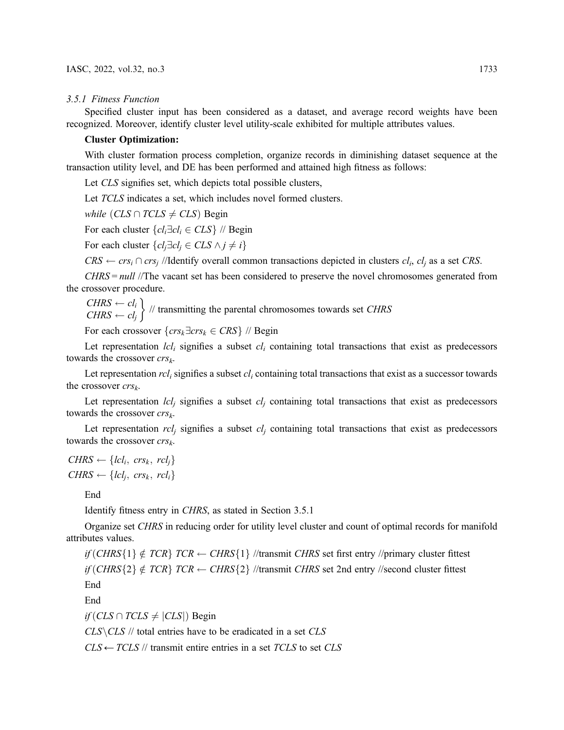#### 3.5.1 Fitness Function

Specified cluster input has been considered as a dataset, and average record weights have been recognized. Moreover, identify cluster level utility-scale exhibited for multiple attributes values.

**Cluster Optimization:**

With cluster formation process completion, organize records in diminishing dataset sequence at the transaction utility level, and DE has been performed and attained high fitness as follows:

Let *CLS* signifies set, which depicts total possible clusters,

Let *TCLS* indicates a set, which includes novel formed clusters.

*while* $(CLS \cap TCLS \neq CLS)$ Begin

For each cluster $\{cl_i \exists cl_i \in CLS\}$ // Begin

For each cluster $\{cl_j \exists cl_j \in CLS \wedge j \neq i\}$

$CRS \leftarrow crs_i \cap crs_j$ //Identify overall common transactions depicted in clusters $cl_i$, $cl_j$ as a set *CRS*.

$CHRS = null$ //The vacant set has been considered to preserve the novel chromosomes generated from the crossover procedure.

$\left.\begin{array}{l} CHRS \leftarrow cl_i \\ CHRS \leftarrow cl_j \end{array}\right\}$ // transmitting the parental chromosomes towards set *CHRS*

For each crossover $\{crs_k \exists crs_k \in CRS\}$ // Begin

Let representation $lcl_i$ signifies a subset $cl_i$ containing total transactions that exist as predecessors towards the crossover $crs_k$.

Let representation $rcl_i$ signifies a subset $cl_i$ containing total transactions that exist as a successor towards the crossover $crs_k$.

Let representation $lcl_j$ signifies a subset $cl_j$ containing total transactions that exist as predecessors towards the crossover $crs_k$.

Let representation $rcl_j$ signifies a subset $cl_j$ containing total transactions that exist as predecessors towards the crossover $crs_k$.

$CHRS \leftarrow \{lcl_i,\ crs_k,\ rcl_j\}$

$CHRS \leftarrow \{lcl_j,\ crs_k,\ rcl_i\}$

End

Identify fitness entry in *CHRS*, as stated in Section 3.5.1

Organize set *CHRS* in reducing order for utility level cluster and count of optimal records for manifold attributes values.

*if* $(CHRS\{1\} \notin TCR\}$ $TCR \leftarrow CHRS\{1\}$ //transmit *CHRS* set first entry //primary cluster fittest

*if* $(CHRS\{2\} \notin TCR\}$ $TCR \leftarrow CHRS\{2\}$ //transmit *CHRS* set 2nd entry //second cluster fittest

End

End

*if* $(CLS \cap TCLS \neq |CLS|)$ Begin

$CLS \backslash CLS$ // total entries have to be eradicated in a set *CLS*

$CLS \leftarrow TCLS$ // transmit entire entries in a set *TCLS* to set *CLS*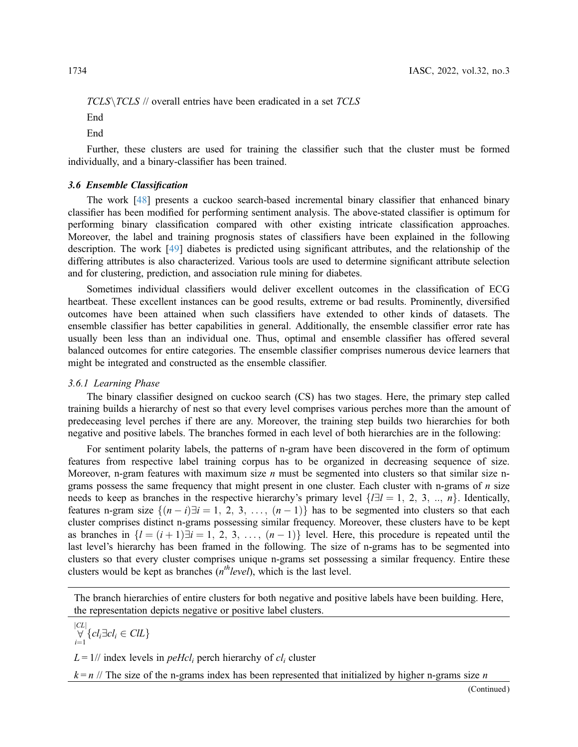$TCLS \backslash TCLS$ // overall entries have been eradicated in a set $TCLS$

End

End

Further, these clusters are used for training the classifier such that the cluster must be formed individually, and a binary-classifier has been trained.

### 3.6 Ensemble Classification

The work [48] presents a cuckoo search-based incremental binary classifier that enhanced binary classifier has been modified for performing sentiment analysis. The above-stated classifier is optimum for performing binary classification compared with other existing intricate classification approaches. Moreover, the label and training prognosis states of classifiers have been explained in the following description. The work [49] diabetes is predicted using significant attributes, and the relationship of the differing attributes is also characterized. Various tools are used to determine significant attribute selection and for clustering, prediction, and association rule mining for diabetes.

Sometimes individual classifiers would deliver excellent outcomes in the classification of ECG heartbeat. These excellent instances can be good results, extreme or bad results. Prominently, diversified outcomes have been attained when such classifiers have extended to other kinds of datasets. The ensemble classifier has better capabilities in general. Additionally, the ensemble classifier error rate has usually been less than an individual one. Thus, optimal and ensemble classifier has offered several balanced outcomes for entire categories. The ensemble classifier comprises numerous device learners that might be integrated and constructed as the ensemble classifier.

#### 3.6.1 Learning Phase

The binary classifier designed on cuckoo search (CS) has two stages. Here, the primary step called training builds a hierarchy of nest so that every level comprises various perches more than the amount of predeceasing level perches if there are any. Moreover, the training step builds two hierarchies for both negative and positive labels. The branches formed in each level of both hierarchies are in the following:

For sentiment polarity labels, the patterns of n-gram have been discovered in the form of optimum features from respective label training corpus has to be organized in decreasing sequence of size. Moreover, n-gram features with maximum size $n$ must be segmented into clusters so that similar size n-grams possess the same frequency that might present in one cluster. Each cluster with n-grams of $n$ size needs to keep as branches in the respective hierarchy's primary level $\{l \exists l = 1,\ 2,\ 3,\ ..,\ n\}$. Identically, features n-gram size $\{(n-i) \exists i = 1,\ 2,\ 3,\ \ldots,\ (n-1)\}$ has to be segmented into clusters so that each cluster comprises distinct n-grams possessing similar frequency. Moreover, these clusters have to be kept as branches in $\{l = (i+1) \exists i = 1,\ 2,\ 3,\ \ldots,\ (n-1)\}$ level. Here, this procedure is repeated until the last level's hierarchy has been framed in the following. The size of n-grams has to be segmented into clusters so that every cluster comprises unique n-grams set possessing a similar frequency. Entire these clusters would be kept as branches ($n^{th}$*level*), which is the last level.

---

The branch hierarchies of entire clusters for both negative and positive labels have been building. Here, the representation depicts negative or positive label clusters.

---

$\overset{|CL|}{\underset{i=1}{\forall}} \{cl_i \exists cl_i \in ClL\}$

$L = 1$// index levels in $peHcl_i$ perch hierarchy of $cl_i$ cluster

$k = n$ // The size of the n-grams index has been represented that initialized by higher n-grams size $n$

---

(Continued)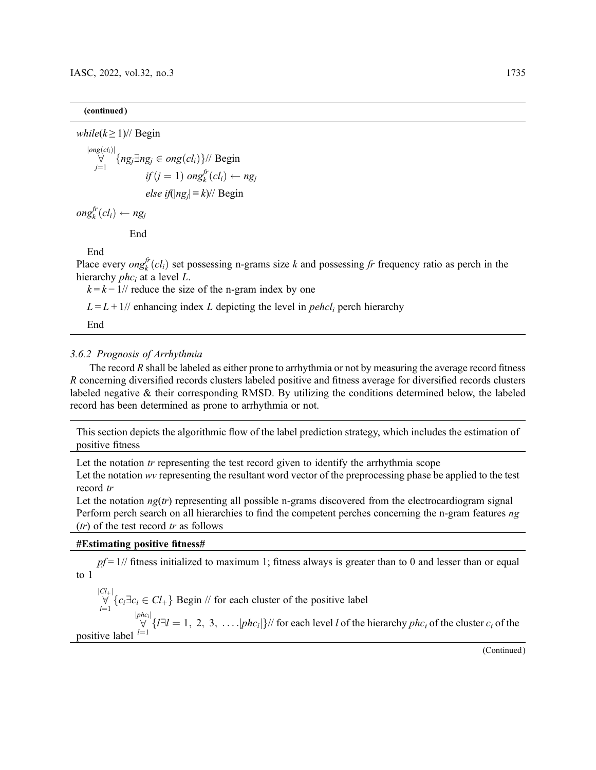**(continued)**

$while(k \geq 1)$// Begin

$\overset{|ong(cl_i)|}{\underset{j=1}{\forall}} \{ng_j \exists ng_j \in ong(cl_i)\}$// Begin

$if\ (j = 1)\ ong_k^{fr}(cl_i) \leftarrow ng_j$

$else\ if(|ng_j| \equiv k)$// Begin

$ong_k^{fr}(cl_i) \leftarrow ng_j$

End

End

Place every $ong_k^{fr}(cl_i)$ set possessing n-grams size $k$ and possessing $fr$ frequency ratio as perch in the hierarchy $phc_i$ at a level $L$.

$k = k - 1$// reduce the size of the n-gram index by one

$L = L + 1$// enhancing index $L$ depicting the level in $pehcl_i$ perch hierarchy

End

### 3.6.2 Prognosis of Arrhythmia

The record $R$ shall be labeled as either prone to arrhythmia or not by measuring the average record fitness $R$ concerning diversified records clusters labeled positive and fitness average for diversified records clusters labeled negative & their corresponding RMSD. By utilizing the conditions determined below, the labeled record has been determined as prone to arrhythmia or not.

This section depicts the algorithmic flow of the label prediction strategy, which includes the estimation of positive fitness

Let the notation $tr$ representing the test record given to identify the arrhythmia scope

Let the notation $wv$ representing the resultant word vector of the preprocessing phase be applied to the test record $tr$

Let the notation $ng(tr)$ representing all possible n-grams discovered from the electrocardiogram signal

Perform perch search on all hierarchies to find the competent perches concerning the n-gram features $ng(tr)$ of the test record $tr$ as follows

**#Estimating positive fitness#**

$pf = 1$// fitness initialized to maximum 1; fitness always is greater than to 0 and lesser than or equal to 1

$\overset{|Cl_+|}{\underset{i=1}{\forall}} \{c_i \exists c_i \in Cl_+\}$ Begin // for each cluster of the positive label

$\overset{|phc_i|}{\underset{l=1}{\forall}} \{l \exists l = 1,\ 2,\ 3,\ \ldots .|phc_i|\}$// for each level $l$ of the hierarchy $phc_i$ of the cluster $c_i$ of the positive label

(Continued)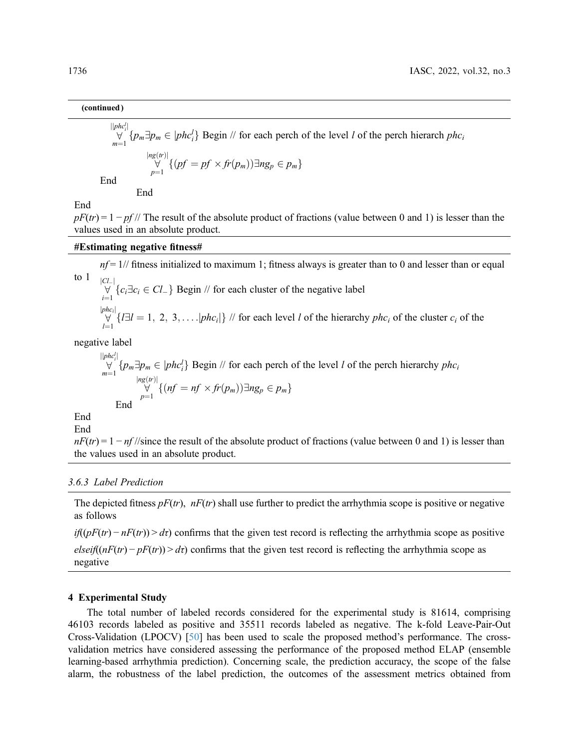**(continued)**

$\overset{||phc_i^l|}{\underset{m=1}{\forall}} \{p_m \exists p_m \in |phc_i^l\}$ Begin // for each perch of the level $l$ of the perch hierarch $phc_i$

$\overset{|ng(tr)|}{\underset{p=1}{\forall}} \{(pf = pf \times fr(p_m)) \exists ng_p \in p_m\}$

End

End

End

$pF(tr) = 1 - pf$ // The result of the absolute product of fractions (value between 0 and 1) is lesser than the values used in an absolute product.

**#Estimating negative fitness#**

$nf = 1$// fitness initialized to maximum 1; fitness always is greater than to 0 and lesser than or equal to 1

$\overset{|Cl_-|}{\underset{i=1}{\forall}} \{c_i \exists c_i \in Cl_-\}$ Begin // for each cluster of the negative label

$\overset{|phc_i|}{\underset{l=1}{\forall}} \{l \exists l = 1, 2, 3, \ldots . |phc_i|\}$ // for each level $l$ of the hierarchy $phc_i$ of the cluster $c_i$ of the negative label

$\overset{||phc_i^l|}{\underset{m=1}{\forall}} \{p_m \exists p_m \in |phc_i^l\}$ Begin // for each perch of the level $l$ of the perch hierarchy $phc_i$

$\overset{|ng(tr)|}{\underset{p=1}{\forall}} \{(nf = nf \times fr(p_m)) \exists ng_p \in p_m\}$

End

End

End

$nF(tr) = 1 - nf$ //since the result of the absolute product of fractions (value between 0 and 1) is lesser than the values used in an absolute product.

### 3.6.3 Label Prediction

The depicted fitness $pF(tr)$, $nF(tr)$ shall use further to predict the arrhythmia scope is positive or negative as follows

$if((pF(tr) - nF(tr)) > d\tau)$ confirms that the given test record is reflecting the arrhythmia scope as positive

$elseif((nF(tr) - pF(tr)) > d\tau)$ confirms that the given test record is reflecting the arrhythmia scope as negative

## 4 Experimental Study

The total number of labeled records considered for the experimental study is 81614, comprising 46103 records labeled as positive and 35511 records labeled as negative. The k-fold Leave-Pair-Out Cross-Validation (LPOCV) [50] has been used to scale the proposed method's performance. The cross-validation metrics have considered assessing the performance of the proposed method ELAP (ensemble learning-based arrhythmia prediction). Concerning scale, the prediction accuracy, the scope of the false alarm, the robustness of the label prediction, the outcomes of the assessment metrics obtained from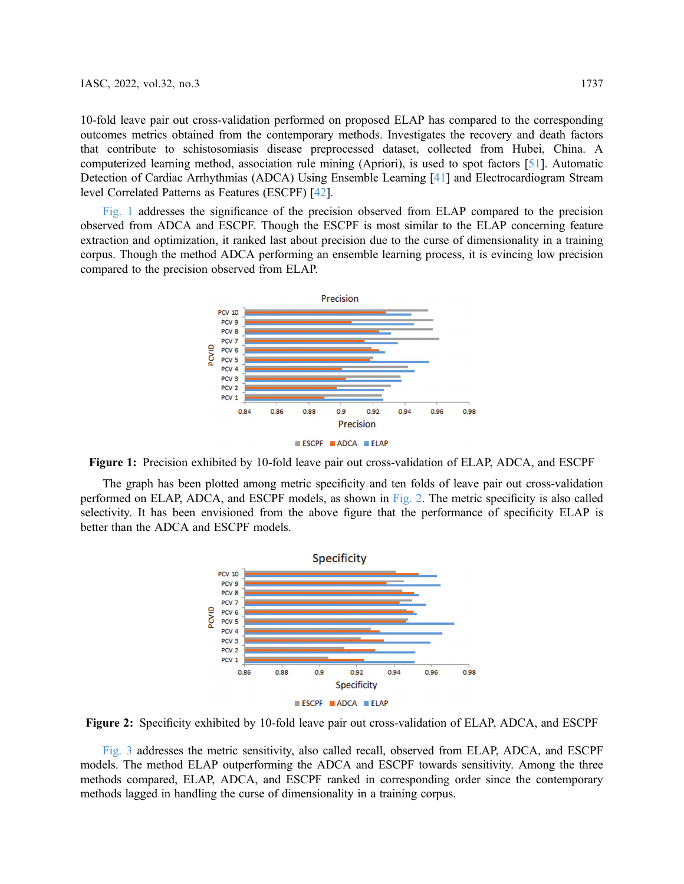10-fold leave pair out cross-validation performed on proposed ELAP has compared to the corresponding outcomes metrics obtained from the contemporary methods. Investigates the recovery and death factors that contribute to schistosomiasis disease preprocessed dataset, collected from Hubei, China. A computerized learning method, association rule mining (Apriori), is used to spot factors [51]. Automatic Detection of Cardiac Arrhythmias (ADCA) Using Ensemble Learning [41] and Electrocardiogram Stream level Correlated Patterns as Features (ESCPF) [42].

Fig. 1 addresses the significance of the precision observed from ELAP compared to the precision observed from ADCA and ESCPF. Though the ESCPF is most similar to the ELAP concerning feature extraction and optimization, it ranked last about precision due to the curse of dimensionality in a training corpus. Though the method ADCA performing an ensemble learning process, it is evincing low precision compared to the precision observed from ELAP.

**Figure 1:** Precision exhibited by 10-fold leave pair out cross-validation of ELAP, ADCA, and ESCPF

The graph has been plotted among metric specificity and ten folds of leave pair out cross-validation performed on ELAP, ADCA, and ESCPF models, as shown in Fig. 2. The metric specificity is also called selectivity. It has been envisioned from the above figure that the performance of specificity ELAP is better than the ADCA and ESCPF models.

**Figure 2:** Specificity exhibited by 10-fold leave pair out cross-validation of ELAP, ADCA, and ESCPF

Fig. 3 addresses the metric sensitivity, also called recall, observed from ELAP, ADCA, and ESCPF models. The method ELAP outperforming the ADCA and ESCPF towards sensitivity. Among the three methods compared, ELAP, ADCA, and ESCPF ranked in corresponding order since the contemporary methods lagged in handling the curse of dimensionality in a training corpus.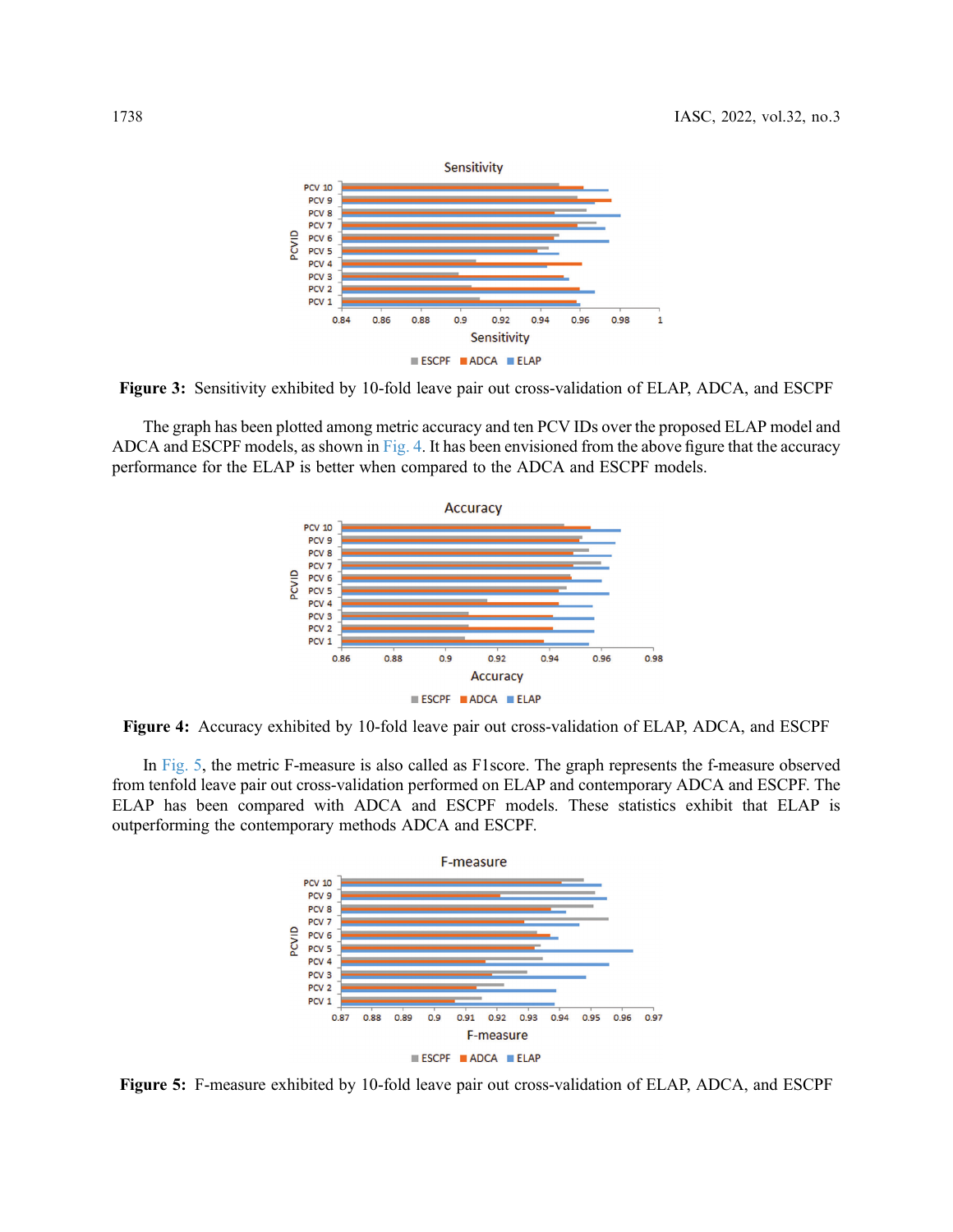Figure 3: Sensitivity exhibited by 10-fold leave pair out cross-validation of ELAP, ADCA, and ESCPF

The graph has been plotted among metric accuracy and ten PCV IDs over the proposed ELAP model and ADCA and ESCPF models, as shown in Fig. 4. It has been envisioned from the above figure that the accuracy performance for the ELAP is better when compared to the ADCA and ESCPF models.

Figure 4: Accuracy exhibited by 10-fold leave pair out cross-validation of ELAP, ADCA, and ESCPF

In Fig. 5, the metric F-measure is also called as F1score. The graph represents the f-measure observed from tenfold leave pair out cross-validation performed on ELAP and contemporary ADCA and ESCPF. The ELAP has been compared with ADCA and ESCPF models. These statistics exhibit that ELAP is outperforming the contemporary methods ADCA and ESCPF.

Figure 5: F-measure exhibited by 10-fold leave pair out cross-validation of ELAP, ADCA, and ESCPF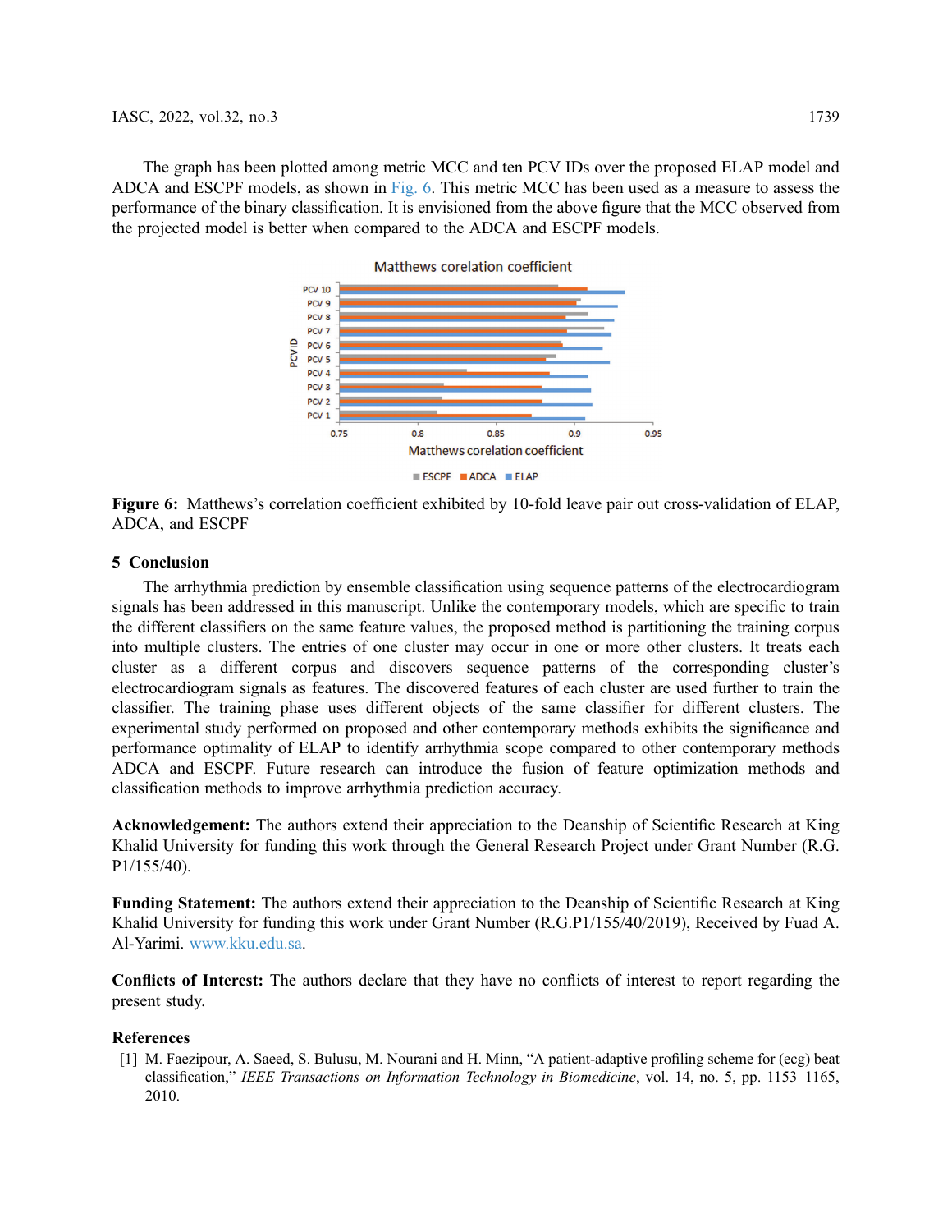The graph has been plotted among metric MCC and ten PCV IDs over the proposed ELAP model and ADCA and ESCPF models, as shown in Fig. 6. This metric MCC has been used as a measure to assess the performance of the binary classification. It is envisioned from the above figure that the MCC observed from the projected model is better when compared to the ADCA and ESCPF models.

**Figure 6:** Matthews's correlation coefficient exhibited by 10-fold leave pair out cross-validation of ELAP, ADCA, and ESCPF

## 5 Conclusion

The arrhythmia prediction by ensemble classification using sequence patterns of the electrocardiogram signals has been addressed in this manuscript. Unlike the contemporary models, which are specific to train the different classifiers on the same feature values, the proposed method is partitioning the training corpus into multiple clusters. The entries of one cluster may occur in one or more other clusters. It treats each cluster as a different corpus and discovers sequence patterns of the corresponding cluster's electrocardiogram signals as features. The discovered features of each cluster are used further to train the classifier. The training phase uses different objects of the same classifier for different clusters. The experimental study performed on proposed and other contemporary methods exhibits the significance and performance optimality of ELAP to identify arrhythmia scope compared to other contemporary methods ADCA and ESCPF. Future research can introduce the fusion of feature optimization methods and classification methods to improve arrhythmia prediction accuracy.

**Acknowledgement:** The authors extend their appreciation to the Deanship of Scientific Research at King Khalid University for funding this work through the General Research Project under Grant Number (R.G. P1/155/40).

**Funding Statement:** The authors extend their appreciation to the Deanship of Scientific Research at King Khalid University for funding this work under Grant Number (R.G.P1/155/40/2019), Received by Fuad A. Al-Yarimi. www.kku.edu.sa.

**Conflicts of Interest:** The authors declare that they have no conflicts of interest to report regarding the present study.

## References

[1] M. Faezipour, A. Saeed, S. Bulusu, M. Nourani and H. Minn, "A patient-adaptive profiling scheme for (ecg) beat classification," *IEEE Transactions on Information Technology in Biomedicine*, vol. 14, no. 5, pp. 1153–1165, 2010.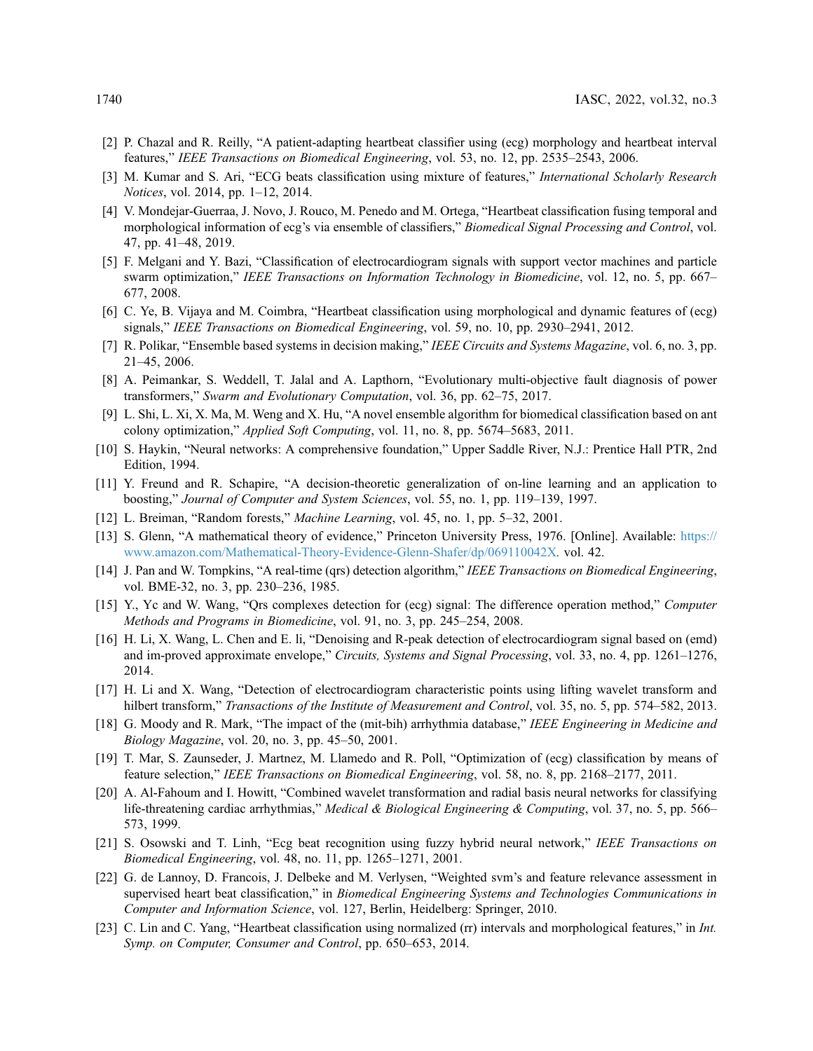[2] P. Chazal and R. Reilly, "A patient-adapting heartbeat classifier using (ecg) morphology and heartbeat interval features," *IEEE Transactions on Biomedical Engineering*, vol. 53, no. 12, pp. 2535–2543, 2006.

[3] M. Kumar and S. Ari, "ECG beats classification using mixture of features," *International Scholarly Research Notices*, vol. 2014, pp. 1–12, 2014.

[4] V. Mondejar-Guerraa, J. Novo, J. Rouco, M. Penedo and M. Ortega, "Heartbeat classification fusing temporal and morphological information of ecg's via ensemble of classifiers," *Biomedical Signal Processing and Control*, vol. 47, pp. 41–48, 2019.

[5] F. Melgani and Y. Bazi, "Classification of electrocardiogram signals with support vector machines and particle swarm optimization," *IEEE Transactions on Information Technology in Biomedicine*, vol. 12, no. 5, pp. 667–677, 2008.

[6] C. Ye, B. Vijaya and M. Coimbra, "Heartbeat classification using morphological and dynamic features of (ecg) signals," *IEEE Transactions on Biomedical Engineering*, vol. 59, no. 10, pp. 2930–2941, 2012.

[7] R. Polikar, "Ensemble based systems in decision making," *IEEE Circuits and Systems Magazine*, vol. 6, no. 3, pp. 21–45, 2006.

[8] A. Peimankar, S. Weddell, T. Jalal and A. Lapthorn, "Evolutionary multi-objective fault diagnosis of power transformers," *Swarm and Evolutionary Computation*, vol. 36, pp. 62–75, 2017.

[9] L. Shi, L. Xi, X. Ma, M. Weng and X. Hu, "A novel ensemble algorithm for biomedical classification based on ant colony optimization," *Applied Soft Computing*, vol. 11, no. 8, pp. 5674–5683, 2011.

[10] S. Haykin, "Neural networks: A comprehensive foundation," Upper Saddle River, N.J.: Prentice Hall PTR, 2nd Edition, 1994.

[11] Y. Freund and R. Schapire, "A decision-theoretic generalization of on-line learning and an application to boosting," *Journal of Computer and System Sciences*, vol. 55, no. 1, pp. 119–139, 1997.

[12] L. Breiman, "Random forests," *Machine Learning*, vol. 45, no. 1, pp. 5–32, 2001.

[13] S. Glenn, "A mathematical theory of evidence," Princeton University Press, 1976. [Online]. Available: https://www.amazon.com/Mathematical-Theory-Evidence-Glenn-Shafer/dp/069110042X. vol. 42.

[14] J. Pan and W. Tompkins, "A real-time (qrs) detection algorithm," *IEEE Transactions on Biomedical Engineering*, vol. BME-32, no. 3, pp. 230–236, 1985.

[15] Y., Yc and W. Wang, "Qrs complexes detection for (ecg) signal: The difference operation method," *Computer Methods and Programs in Biomedicine*, vol. 91, no. 3, pp. 245–254, 2008.

[16] H. Li, X. Wang, L. Chen and E. li, "Denoising and R-peak detection of electrocardiogram signal based on (emd) and im-proved approximate envelope," *Circuits, Systems and Signal Processing*, vol. 33, no. 4, pp. 1261–1276, 2014.

[17] H. Li and X. Wang, "Detection of electrocardiogram characteristic points using lifting wavelet transform and hilbert transform," *Transactions of the Institute of Measurement and Control*, vol. 35, no. 5, pp. 574–582, 2013.

[18] G. Moody and R. Mark, "The impact of the (mit-bih) arrhythmia database," *IEEE Engineering in Medicine and Biology Magazine*, vol. 20, no. 3, pp. 45–50, 2001.

[19] T. Mar, S. Zaunseder, J. Martnez, M. Llamedo and R. Poll, "Optimization of (ecg) classification by means of feature selection," *IEEE Transactions on Biomedical Engineering*, vol. 58, no. 8, pp. 2168–2177, 2011.

[20] A. Al-Fahoum and I. Howitt, "Combined wavelet transformation and radial basis neural networks for classifying life-threatening cardiac arrhythmias," *Medical & Biological Engineering & Computing*, vol. 37, no. 5, pp. 566–573, 1999.

[21] S. Osowski and T. Linh, "Ecg beat recognition using fuzzy hybrid neural network," *IEEE Transactions on Biomedical Engineering*, vol. 48, no. 11, pp. 1265–1271, 2001.

[22] G. de Lannoy, D. Francois, J. Delbeke and M. Verlysen, "Weighted svm's and feature relevance assessment in supervised heart beat classification," in *Biomedical Engineering Systems and Technologies Communications in Computer and Information Science*, vol. 127, Berlin, Heidelberg: Springer, 2010.

[23] C. Lin and C. Yang, "Heartbeat classification using normalized (rr) intervals and morphological features," in *Int. Symp. on Computer, Consumer and Control*, pp. 650–653, 2014.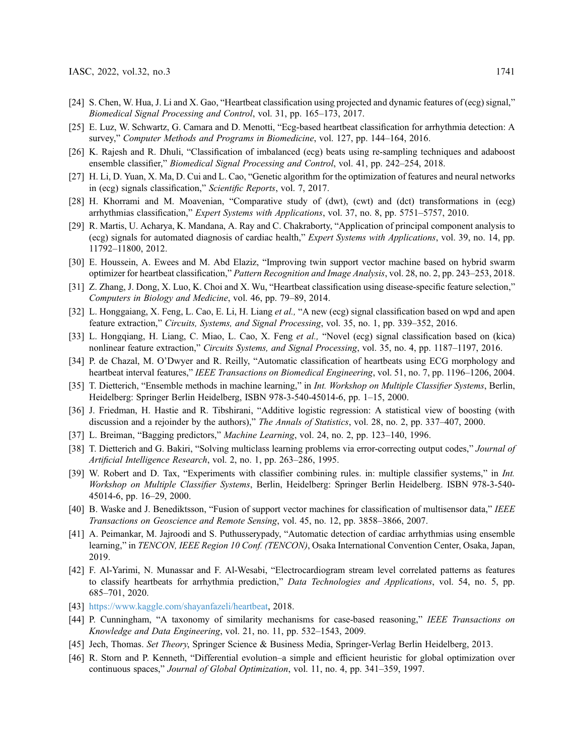[24] S. Chen, W. Hua, J. Li and X. Gao, "Heartbeat classification using projected and dynamic features of (ecg) signal," *Biomedical Signal Processing and Control*, vol. 31, pp. 165–173, 2017.

[25] E. Luz, W. Schwartz, G. Camara and D. Menotti, "Ecg-based heartbeat classification for arrhythmia detection: A survey," *Computer Methods and Programs in Biomedicine*, vol. 127, pp. 144–164, 2016.

[26] K. Rajesh and R. Dhuli, "Classification of imbalanced (ecg) beats using re-sampling techniques and adaboost ensemble classifier," *Biomedical Signal Processing and Control*, vol. 41, pp. 242–254, 2018.

[27] H. Li, D. Yuan, X. Ma, D. Cui and L. Cao, "Genetic algorithm for the optimization of features and neural networks in (ecg) signals classification," *Scientific Reports*, vol. 7, 2017.

[28] H. Khorrami and M. Moavenian, "Comparative study of (dwt), (cwt) and (dct) transformations in (ecg) arrhythmias classification," *Expert Systems with Applications*, vol. 37, no. 8, pp. 5751–5757, 2010.

[29] R. Martis, U. Acharya, K. Mandana, A. Ray and C. Chakraborty, "Application of principal component analysis to (ecg) signals for automated diagnosis of cardiac health," *Expert Systems with Applications*, vol. 39, no. 14, pp. 11792–11800, 2012.

[30] E. Houssein, A. Ewees and M. Abd Elaziz, "Improving twin support vector machine based on hybrid swarm optimizer for heartbeat classification," *Pattern Recognition and Image Analysis*, vol. 28, no. 2, pp. 243–253, 2018.

[31] Z. Zhang, J. Dong, X. Luo, K. Choi and X. Wu, "Heartbeat classification using disease-specific feature selection," *Computers in Biology and Medicine*, vol. 46, pp. 79–89, 2014.

[32] L. Honggaiang, X. Feng, L. Cao, E. Li, H. Liang *et al.,* "A new (ecg) signal classification based on wpd and apen feature extraction," *Circuits, Systems, and Signal Processing*, vol. 35, no. 1, pp. 339–352, 2016.

[33] L. Hongqiang, H. Liang, C. Miao, L. Cao, X. Feng *et al.,* "Novel (ecg) signal classification based on (kica) nonlinear feature extraction," *Circuits Systems, and Signal Processing*, vol. 35, no. 4, pp. 1187–1197, 2016.

[34] P. de Chazal, M. O'Dwyer and R. Reilly, "Automatic classification of heartbeats using ECG morphology and heartbeat interval features," *IEEE Transactions on Biomedical Engineering*, vol. 51, no. 7, pp. 1196–1206, 2004.

[35] T. Dietterich, "Ensemble methods in machine learning," in *Int. Workshop on Multiple Classifier Systems*, Berlin, Heidelberg: Springer Berlin Heidelberg, ISBN 978-3-540-45014-6, pp. 1–15, 2000.

[36] J. Friedman, H. Hastie and R. Tibshirani, "Additive logistic regression: A statistical view of boosting (with discussion and a rejoinder by the authors)," *The Annals of Statistics*, vol. 28, no. 2, pp. 337–407, 2000.

[37] L. Breiman, "Bagging predictors," *Machine Learning*, vol. 24, no. 2, pp. 123–140, 1996.

[38] T. Dietterich and G. Bakiri, "Solving multiclass learning problems via error-correcting output codes," *Journal of Artificial Intelligence Research*, vol. 2, no. 1, pp. 263–286, 1995.

[39] W. Robert and D. Tax, "Experiments with classifier combining rules. in: multiple classifier systems," in *Int. Workshop on Multiple Classifier Systems*, Berlin, Heidelberg: Springer Berlin Heidelberg. ISBN 978-3-540-45014-6, pp. 16–29, 2000.

[40] B. Waske and J. Benediktsson, "Fusion of support vector machines for classification of multisensor data," *IEEE Transactions on Geoscience and Remote Sensing*, vol. 45, no. 12, pp. 3858–3866, 2007.

[41] A. Peimankar, M. Jajroodi and S. Puthusserypady, "Automatic detection of cardiac arrhythmias using ensemble learning," in *TENCON, IEEE Region 10 Conf. (TENCON)*, Osaka International Convention Center, Osaka, Japan, 2019.

[42] F. Al-Yarimi, N. Munassar and F. Al-Wesabi, "Electrocardiogram stream level correlated patterns as features to classify heartbeats for arrhythmia prediction," *Data Technologies and Applications*, vol. 54, no. 5, pp. 685–701, 2020.

[43] https://www.kaggle.com/shayanfazeli/heartbeat, 2018.

[44] P. Cunningham, "A taxonomy of similarity mechanisms for case-based reasoning," *IEEE Transactions on Knowledge and Data Engineering*, vol. 21, no. 11, pp. 532–1543, 2009.

[45] Jech, Thomas. *Set Theory*, Springer Science & Business Media, Springer-Verlag Berlin Heidelberg, 2013.

[46] R. Storn and P. Kenneth, "Differential evolution–a simple and efficient heuristic for global optimization over continuous spaces," *Journal of Global Optimization*, vol. 11, no. 4, pp. 341–359, 1997.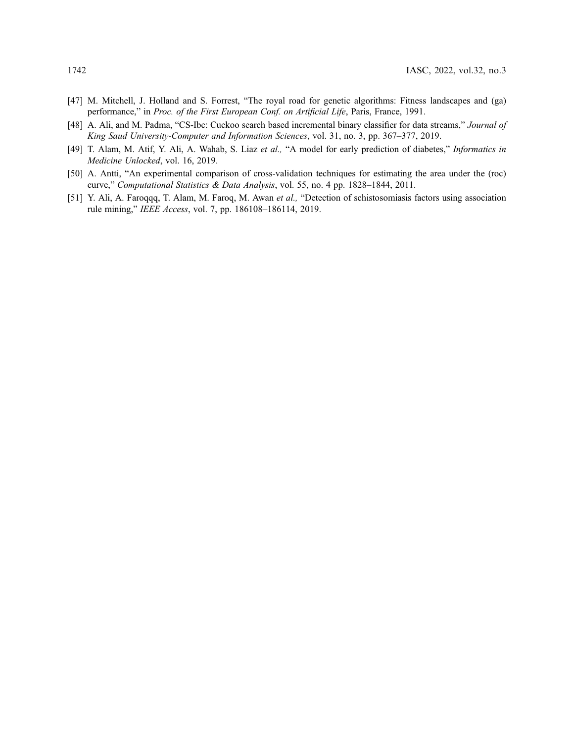[47] M. Mitchell, J. Holland and S. Forrest, "The royal road for genetic algorithms: Fitness landscapes and (ga) performance," in *Proc. of the First European Conf. on Artificial Life*, Paris, France, 1991.

[48] A. Ali, and M. Padma, "CS-Ibc: Cuckoo search based incremental binary classifier for data streams," *Journal of King Saud University-Computer and Information Sciences*, vol. 31, no. 3, pp. 367–377, 2019.

[49] T. Alam, M. Atif, Y. Ali, A. Wahab, S. Liaz *et al.,* "A model for early prediction of diabetes," *Informatics in Medicine Unlocked*, vol. 16, 2019.

[50] A. Antti, "An experimental comparison of cross-validation techniques for estimating the area under the (roc) curve," *Computational Statistics & Data Analysis*, vol. 55, no. 4 pp. 1828–1844, 2011.

[51] Y. Ali, A. Faroqqq, T. Alam, M. Faroq, M. Awan *et al.,* "Detection of schistosomiasis factors using association rule mining," *IEEE Access*, vol. 7, pp. 186108–186114, 2019.